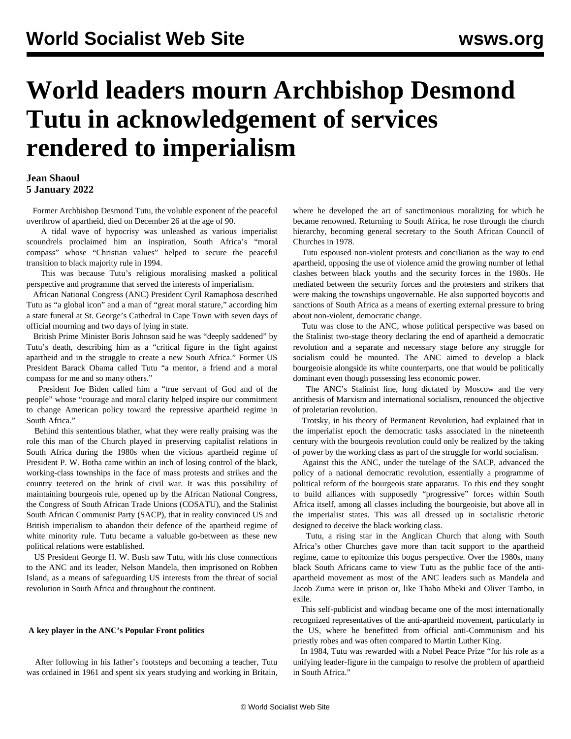# World leaders mourn Archbishop Desmond Tutu in acknowledgement of services rendered to imperialism

**Jean Shaoul**
**5 January 2022**

Former Archbishop Desmond Tutu, the voluble exponent of the peaceful overthrow of apartheid, died on December 26 at the age of 90.

A tidal wave of hypocrisy was unleashed as various imperialist scoundrels proclaimed him an inspiration, South Africa's "moral compass" whose "Christian values" helped to secure the peaceful transition to black majority rule in 1994.

This was because Tutu's religious moralising masked a political perspective and programme that served the interests of imperialism.

African National Congress (ANC) President Cyril Ramaphosa described Tutu as "a global icon" and a man of "great moral stature," according him a state funeral at St. George's Cathedral in Cape Town with seven days of official mourning and two days of lying in state.

British Prime Minister Boris Johnson said he was "deeply saddened" by Tutu's death, describing him as a "critical figure in the fight against apartheid and in the struggle to create a new South Africa." Former US President Barack Obama called Tutu "a mentor, a friend and a moral compass for me and so many others."

President Joe Biden called him a "true servant of God and of the people" whose "courage and moral clarity helped inspire our commitment to change American policy toward the repressive apartheid regime in South Africa."

Behind this sententious blather, what they were really praising was the role this man of the Church played in preserving capitalist relations in South Africa during the 1980s when the vicious apartheid regime of President P. W. Botha came within an inch of losing control of the black, working-class townships in the face of mass protests and strikes and the country teetered on the brink of civil war. It was this possibility of maintaining bourgeois rule, opened up by the African National Congress, the Congress of South African Trade Unions (COSATU), and the Stalinist South African Communist Party (SACP), that in reality convinced US and British imperialism to abandon their defence of the apartheid regime of white minority rule. Tutu became a valuable go-between as these new political relations were established.

US President George H. W. Bush saw Tutu, with his close connections to the ANC and its leader, Nelson Mandela, then imprisoned on Robben Island, as a means of safeguarding US interests from the threat of social revolution in South Africa and throughout the continent.

### A key player in the ANC's Popular Front politics

After following in his father's footsteps and becoming a teacher, Tutu was ordained in 1961 and spent six years studying and working in Britain, where he developed the art of sanctimonious moralizing for which he became renowned. Returning to South Africa, he rose through the church hierarchy, becoming general secretary to the South African Council of Churches in 1978.

Tutu espoused non-violent protests and conciliation as the way to end apartheid, opposing the use of violence amid the growing number of lethal clashes between black youths and the security forces in the 1980s. He mediated between the security forces and the protesters and strikers that were making the townships ungovernable. He also supported boycotts and sanctions of South Africa as a means of exerting external pressure to bring about non-violent, democratic change.

Tutu was close to the ANC, whose political perspective was based on the Stalinist two-stage theory declaring the end of apartheid a democratic revolution and a separate and necessary stage before any struggle for socialism could be mounted. The ANC aimed to develop a black bourgeoisie alongside its white counterparts, one that would be politically dominant even though possessing less economic power.

The ANC's Stalinist line, long dictated by Moscow and the very antithesis of Marxism and international socialism, renounced the objective of proletarian revolution.

Trotsky, in his theory of Permanent Revolution, had explained that in the imperialist epoch the democratic tasks associated in the nineteenth century with the bourgeois revolution could only be realized by the taking of power by the working class as part of the struggle for world socialism.

Against this the ANC, under the tutelage of the SACP, advanced the policy of a national democratic revolution, essentially a programme of political reform of the bourgeois state apparatus. To this end they sought to build alliances with supposedly "progressive" forces within South Africa itself, among all classes including the bourgeoisie, but above all in the imperialist states. This was all dressed up in socialistic rhetoric designed to deceive the black working class.

Tutu, a rising star in the Anglican Church that along with South Africa's other Churches gave more than tacit support to the apartheid regime, came to epitomize this bogus perspective. Over the 1980s, many black South Africans came to view Tutu as the public face of the anti-apartheid movement as most of the ANC leaders such as Mandela and Jacob Zuma were in prison or, like Thabo Mbeki and Oliver Tambo, in exile.

This self-publicist and windbag became one of the most internationally recognized representatives of the anti-apartheid movement, particularly in the US, where he benefitted from official anti-Communism and his priestly robes and was often compared to Martin Luther King.

In 1984, Tutu was rewarded with a Nobel Peace Prize "for his role as a unifying leader-figure in the campaign to resolve the problem of apartheid in South Africa."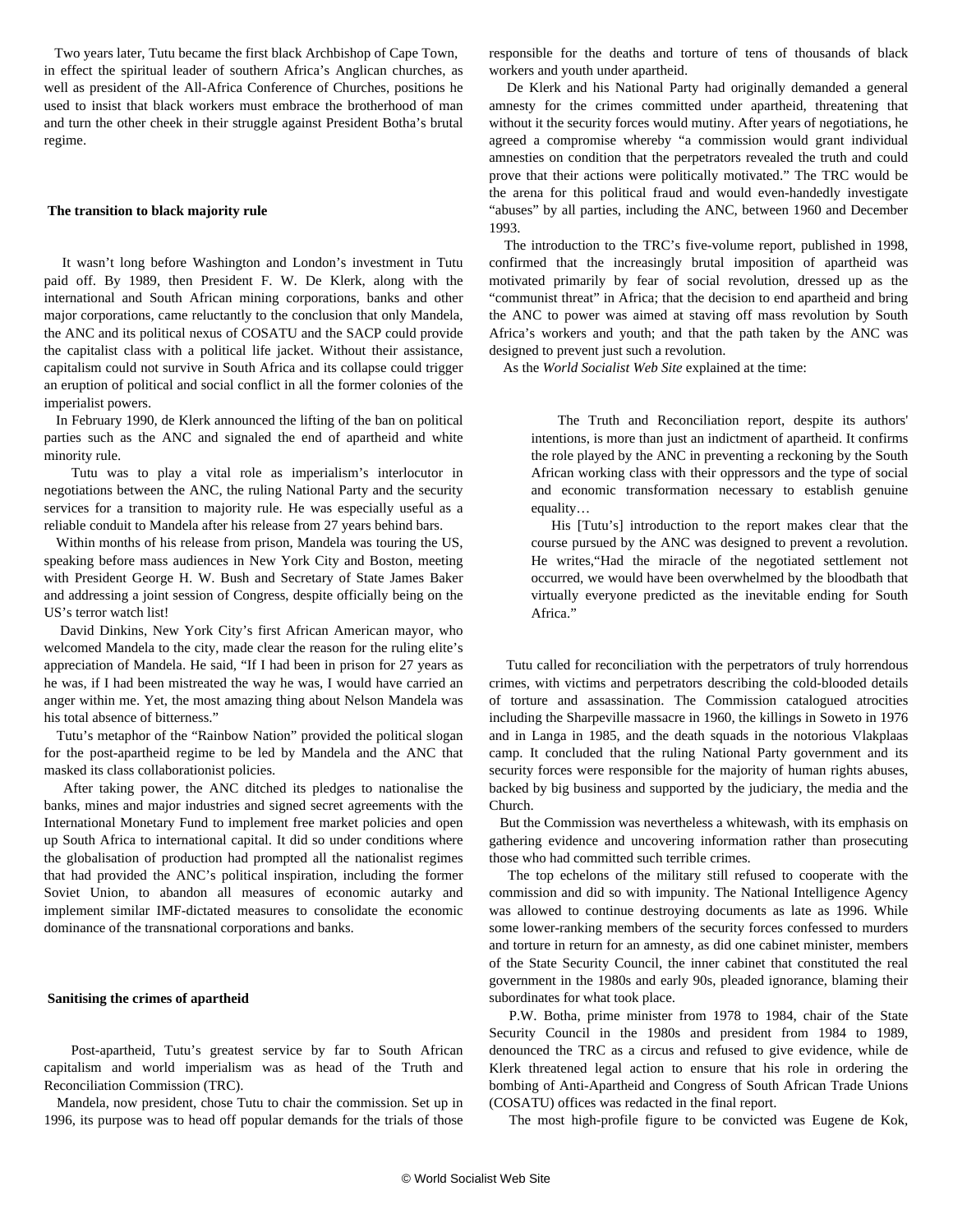Two years later, Tutu became the first black Archbishop of Cape Town, in effect the spiritual leader of southern Africa's Anglican churches, as well as president of the All-Africa Conference of Churches, positions he used to insist that black workers must embrace the brotherhood of man and turn the other cheek in their struggle against President Botha's brutal regime.

## The transition to black majority rule

It wasn't long before Washington and London's investment in Tutu paid off. By 1989, then President F. W. De Klerk, along with the international and South African mining corporations, banks and other major corporations, came reluctantly to the conclusion that only Mandela, the ANC and its political nexus of COSATU and the SACP could provide the capitalist class with a political life jacket. Without their assistance, capitalism could not survive in South Africa and its collapse could trigger an eruption of political and social conflict in all the former colonies of the imperialist powers.

In February 1990, de Klerk announced the lifting of the ban on political parties such as the ANC and signaled the end of apartheid and white minority rule.

Tutu was to play a vital role as imperialism's interlocutor in negotiations between the ANC, the ruling National Party and the security services for a transition to majority rule. He was especially useful as a reliable conduit to Mandela after his release from 27 years behind bars.

Within months of his release from prison, Mandela was touring the US, speaking before mass audiences in New York City and Boston, meeting with President George H. W. Bush and Secretary of State James Baker and addressing a joint session of Congress, despite officially being on the US's terror watch list!

David Dinkins, New York City's first African American mayor, who welcomed Mandela to the city, made clear the reason for the ruling elite's appreciation of Mandela. He said, "If I had been in prison for 27 years as he was, if I had been mistreated the way he was, I would have carried an anger within me. Yet, the most amazing thing about Nelson Mandela was his total absence of bitterness."

Tutu's metaphor of the "Rainbow Nation" provided the political slogan for the post-apartheid regime to be led by Mandela and the ANC that masked its class collaborationist policies.

After taking power, the ANC ditched its pledges to nationalise the banks, mines and major industries and signed secret agreements with the International Monetary Fund to implement free market policies and open up South Africa to international capital. It did so under conditions where the globalisation of production had prompted all the nationalist regimes that had provided the ANC's political inspiration, including the former Soviet Union, to abandon all measures of economic autarky and implement similar IMF-dictated measures to consolidate the economic dominance of the transnational corporations and banks.

## Sanitising the crimes of apartheid

Post-apartheid, Tutu's greatest service by far to South African capitalism and world imperialism was as head of the Truth and Reconciliation Commission (TRC).

Mandela, now president, chose Tutu to chair the commission. Set up in 1996, its purpose was to head off popular demands for the trials of those responsible for the deaths and torture of tens of thousands of black workers and youth under apartheid.

De Klerk and his National Party had originally demanded a general amnesty for the crimes committed under apartheid, threatening that without it the security forces would mutiny. After years of negotiations, he agreed a compromise whereby "a commission would grant individual amnesties on condition that the perpetrators revealed the truth and could prove that their actions were politically motivated." The TRC would be the arena for this political fraud and would even-handedly investigate "abuses" by all parties, including the ANC, between 1960 and December 1993.

The introduction to the TRC's five-volume report, published in 1998, confirmed that the increasingly brutal imposition of apartheid was motivated primarily by fear of social revolution, dressed up as the "communist threat" in Africa; that the decision to end apartheid and bring the ANC to power was aimed at staving off mass revolution by South Africa's workers and youth; and that the path taken by the ANC was designed to prevent just such a revolution.

As the *World Socialist Web Site* explained at the time:

> The Truth and Reconciliation report, despite its authors' intentions, is more than just an indictment of apartheid. It confirms the role played by the ANC in preventing a reckoning by the South African working class with their oppressors and the type of social and economic transformation necessary to establish genuine equality…
>
> His [Tutu's] introduction to the report makes clear that the course pursued by the ANC was designed to prevent a revolution. He writes,"Had the miracle of the negotiated settlement not occurred, we would have been overwhelmed by the bloodbath that virtually everyone predicted as the inevitable ending for South Africa."

Tutu called for reconciliation with the perpetrators of truly horrendous crimes, with victims and perpetrators describing the cold-blooded details of torture and assassination. The Commission catalogued atrocities including the Sharpeville massacre in 1960, the killings in Soweto in 1976 and in Langa in 1985, and the death squads in the notorious Vlakplaas camp. It concluded that the ruling National Party government and its security forces were responsible for the majority of human rights abuses, backed by big business and supported by the judiciary, the media and the Church.

But the Commission was nevertheless a whitewash, with its emphasis on gathering evidence and uncovering information rather than prosecuting those who had committed such terrible crimes.

The top echelons of the military still refused to cooperate with the commission and did so with impunity. The National Intelligence Agency was allowed to continue destroying documents as late as 1996. While some lower-ranking members of the security forces confessed to murders and torture in return for an amnesty, as did one cabinet minister, members of the State Security Council, the inner cabinet that constituted the real government in the 1980s and early 90s, pleaded ignorance, blaming their subordinates for what took place.

P.W. Botha, prime minister from 1978 to 1984, chair of the State Security Council in the 1980s and president from 1984 to 1989, denounced the TRC as a circus and refused to give evidence, while de Klerk threatened legal action to ensure that his role in ordering the bombing of Anti-Apartheid and Congress of South African Trade Unions (COSATU) offices was redacted in the final report.

The most high-profile figure to be convicted was Eugene de Kok,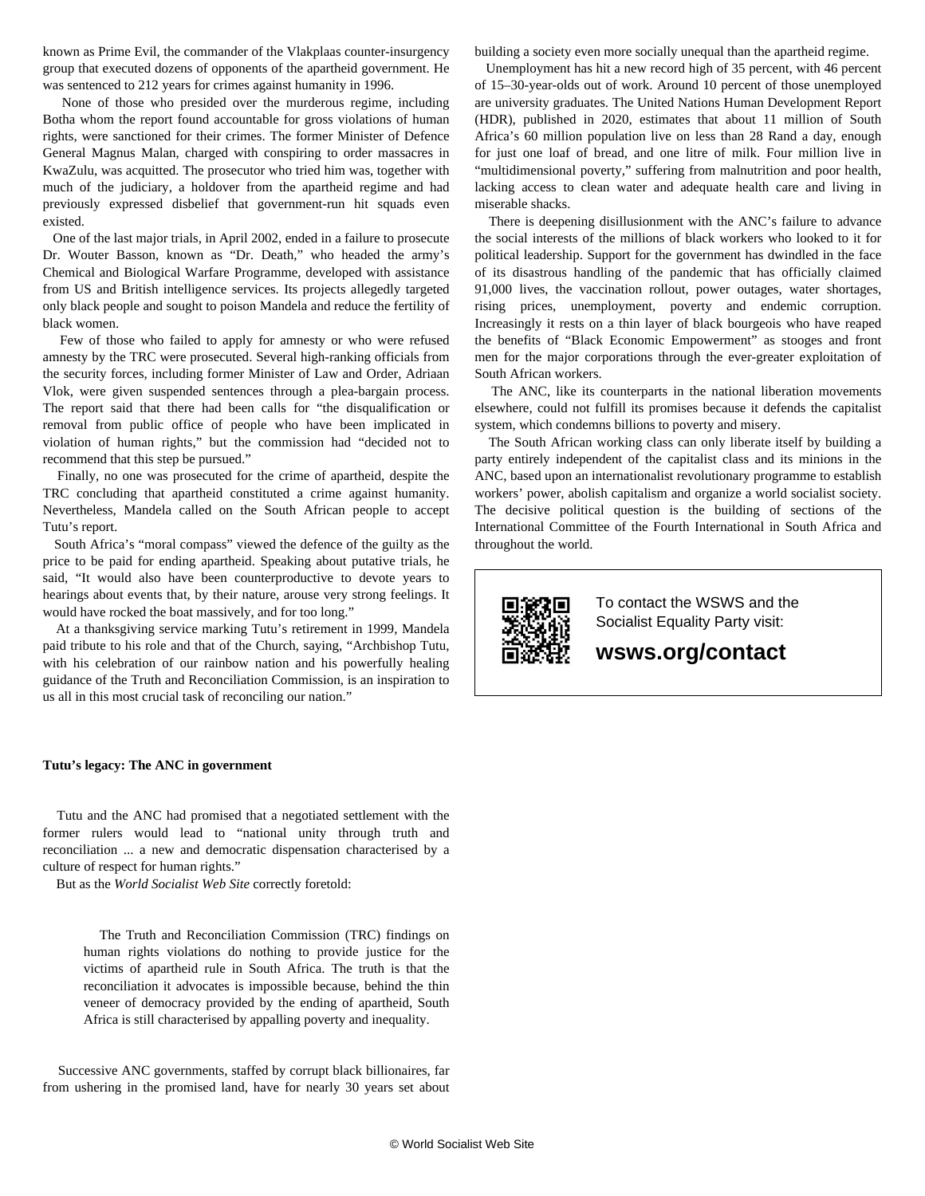known as Prime Evil, the commander of the Vlakplaas counter-insurgency group that executed dozens of opponents of the apartheid government. He was sentenced to 212 years for crimes against humanity in 1996.

None of those who presided over the murderous regime, including Botha whom the report found accountable for gross violations of human rights, were sanctioned for their crimes. The former Minister of Defence General Magnus Malan, charged with conspiring to order massacres in KwaZulu, was acquitted. The prosecutor who tried him was, together with much of the judiciary, a holdover from the apartheid regime and had previously expressed disbelief that government-run hit squads even existed.

One of the last major trials, in April 2002, ended in a failure to prosecute Dr. Wouter Basson, known as "Dr. Death," who headed the army's Chemical and Biological Warfare Programme, developed with assistance from US and British intelligence services. Its projects allegedly targeted only black people and sought to poison Mandela and reduce the fertility of black women.

Few of those who failed to apply for amnesty or who were refused amnesty by the TRC were prosecuted. Several high-ranking officials from the security forces, including former Minister of Law and Order, Adriaan Vlok, were given suspended sentences through a plea-bargain process. The report said that there had been calls for "the disqualification or removal from public office of people who have been implicated in violation of human rights," but the commission had "decided not to recommend that this step be pursued."

Finally, no one was prosecuted for the crime of apartheid, despite the TRC concluding that apartheid constituted a crime against humanity. Nevertheless, Mandela called on the South African people to accept Tutu's report.

South Africa's "moral compass" viewed the defence of the guilty as the price to be paid for ending apartheid. Speaking about putative trials, he said, "It would also have been counterproductive to devote years to hearings about events that, by their nature, arouse very strong feelings. It would have rocked the boat massively, and for too long."

At a thanksgiving service marking Tutu's retirement in 1999, Mandela paid tribute to his role and that of the Church, saying, "Archbishop Tutu, with his celebration of our rainbow nation and his powerfully healing guidance of the Truth and Reconciliation Commission, is an inspiration to us all in this most crucial task of reconciling our nation."

**Tutu's legacy: The ANC in government**

Tutu and the ANC had promised that a negotiated settlement with the former rulers would lead to "national unity through truth and reconciliation ... a new and democratic dispensation characterised by a culture of respect for human rights."

But as the *World Socialist Web Site* correctly foretold:

> The Truth and Reconciliation Commission (TRC) findings on human rights violations do nothing to provide justice for the victims of apartheid rule in South Africa. The truth is that the reconciliation it advocates is impossible because, behind the thin veneer of democracy provided by the ending of apartheid, South Africa is still characterised by appalling poverty and inequality.

Successive ANC governments, staffed by corrupt black billionaires, far from ushering in the promised land, have for nearly 30 years set about building a society even more socially unequal than the apartheid regime.

Unemployment has hit a new record high of 35 percent, with 46 percent of 15–30-year-olds out of work. Around 10 percent of those unemployed are university graduates. The United Nations Human Development Report (HDR), published in 2020, estimates that about 11 million of South Africa's 60 million population live on less than 28 Rand a day, enough for just one loaf of bread, and one litre of milk. Four million live in "multidimensional poverty," suffering from malnutrition and poor health, lacking access to clean water and adequate health care and living in miserable shacks.

There is deepening disillusionment with the ANC's failure to advance the social interests of the millions of black workers who looked to it for political leadership. Support for the government has dwindled in the face of its disastrous handling of the pandemic that has officially claimed 91,000 lives, the vaccination rollout, power outages, water shortages, rising prices, unemployment, poverty and endemic corruption. Increasingly it rests on a thin layer of black bourgeois who have reaped the benefits of "Black Economic Empowerment" as stooges and front men for the major corporations through the ever-greater exploitation of South African workers.

The ANC, like its counterparts in the national liberation movements elsewhere, could not fulfill its promises because it defends the capitalist system, which condemns billions to poverty and misery.

The South African working class can only liberate itself by building a party entirely independent of the capitalist class and its minions in the ANC, based upon an internationalist revolutionary programme to establish workers' power, abolish capitalism and organize a world socialist society. The decisive political question is the building of sections of the International Committee of the Fourth International in South Africa and throughout the world.

To contact the WSWS and the Socialist Equality Party visit:

**wsws.org/contact**